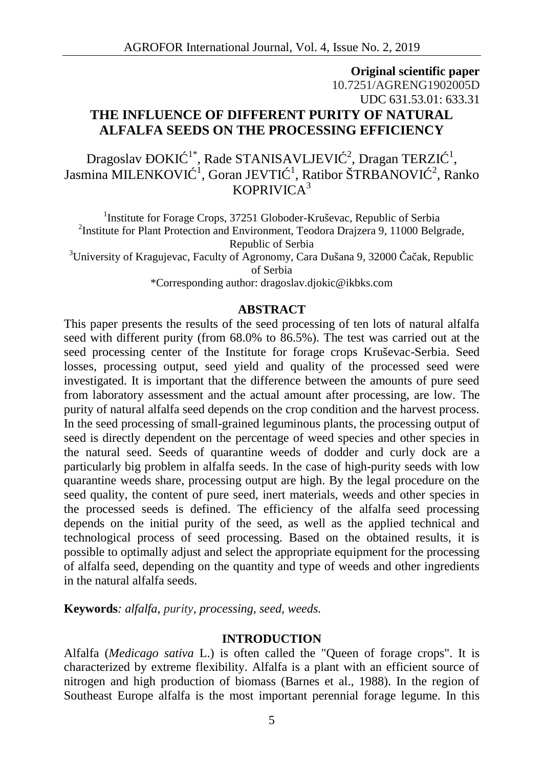**Original scientific paper**
10.7251/AGRENG1902005D
UDC 631.53.01: 633.31

# THE INFLUENCE OF DIFFERENT PURITY OF NATURAL ALFALFA SEEDS ON THE PROCESSING EFFICIENCY

Dragoslav ĐOKIĆ[1*], Rade STANISAVLJEVIĆ[2], Dragan TERZIĆ[1], Jasmina MILENKOVIĆ[1], Goran JEVTIĆ[1], Ratibor ŠTRBANOVIĆ[2], Ranko KOPRIVICA[3]

[1]Institute for Forage Crops, 37251 Globoder-Kruševac, Republic of Serbia
[2]Institute for Plant Protection and Environment, Teodora Drajzera 9, 11000 Belgrade, Republic of Serbia
[3]University of Kragujevac, Faculty of Agronomy, Cara Dušana 9, 32000 Čačak, Republic of Serbia
*Corresponding author: dragoslav.djokic@ikbks.com

## ABSTRACT

This paper presents the results of the seed processing of ten lots of natural alfalfa seed with different purity (from 68.0% to 86.5%). The test was carried out at the seed processing center of the Institute for forage crops Kruševac-Serbia. Seed losses, processing output, seed yield and quality of the processed seed were investigated. It is important that the difference between the amounts of pure seed from laboratory assessment and the actual amount after processing, are low. The purity of natural alfalfa seed depends on the crop condition and the harvest process. In the seed processing of small-grained leguminous plants, the processing output of seed is directly dependent on the percentage of weed species and other species in the natural seed. Seeds of quarantine weeds of dodder and curly dock are a particularly big problem in alfalfa seeds. In the case of high-purity seeds with low quarantine weeds share, processing output are high. By the legal procedure on the seed quality, the content of pure seed, inert materials, weeds and other species in the processed seeds is defined. The efficiency of the alfalfa seed processing depends on the initial purity of the seed, as well as the applied technical and technological process of seed processing. Based on the obtained results, it is possible to optimally adjust and select the appropriate equipment for the processing of alfalfa seed, depending on the quantity and type of weeds and other ingredients in the natural alfalfa seeds.

**Keywords**: *alfalfa, purity, processing, seed, weeds.*

## INTRODUCTION

Alfalfa (*Medicago sativa* L.) is often called the "Queen of forage crops". It is characterized by extreme flexibility. Alfalfa is a plant with an efficient source of nitrogen and high production of biomass (Barnes et al., 1988). In the region of Southeast Europe alfalfa is the most important perennial forage legume. In this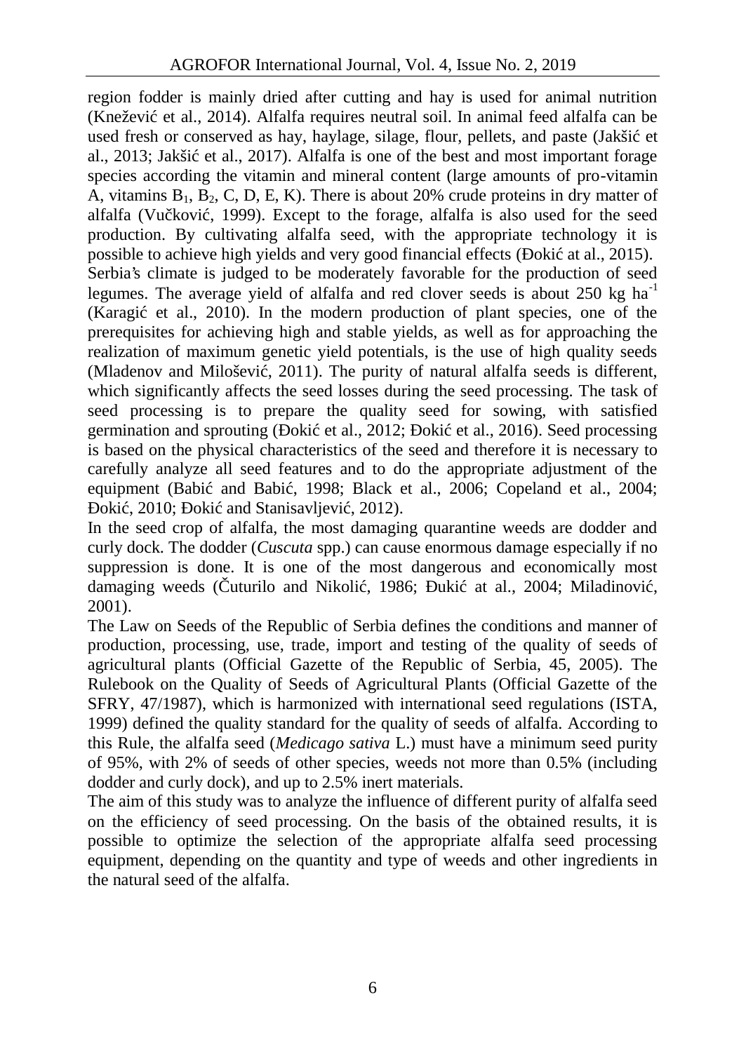region fodder is mainly dried after cutting and hay is used for animal nutrition (Knežević et al., 2014). Alfalfa requires neutral soil. In animal feed alfalfa can be used fresh or conserved as hay, haylage, silage, flour, pellets, and paste (Jakšić et al., 2013; Jakšić et al., 2017). Alfalfa is one of the best and most important forage species according the vitamin and mineral content (large amounts of pro-vitamin A, vitamins $B_1$, $B_2$, C, D, E, K). There is about 20% crude proteins in dry matter of alfalfa (Vučković, 1999). Except to the forage, alfalfa is also used for the seed production. By cultivating alfalfa seed, with the appropriate technology it is possible to achieve high yields and very good financial effects (Đokić at al., 2015).

Serbia's climate is judged to be moderately favorable for the production of seed legumes. The average yield of alfalfa and red clover seeds is about 250 kg ha$^{-1}$ (Karagić et al., 2010). In the modern production of plant species, one of the prerequisites for achieving high and stable yields, as well as for approaching the realization of maximum genetic yield potentials, is the use of high quality seeds (Mladenov and Milošević, 2011). The purity of natural alfalfa seeds is different, which significantly affects the seed losses during the seed processing. The task of seed processing is to prepare the quality seed for sowing, with satisfied germination and sprouting (Đokić et al., 2012; Đokić et al., 2016). Seed processing is based on the physical characteristics of the seed and therefore it is necessary to carefully analyze all seed features and to do the appropriate adjustment of the equipment (Babić and Babić, 1998; Black et al., 2006; Copeland et al., 2004; Đokić, 2010; Đokić and Stanisavljević, 2012).

In the seed crop of alfalfa, the most damaging quarantine weeds are dodder and curly dock. The dodder (*Cuscuta* spp.) can cause enormous damage especially if no suppression is done. It is one of the most dangerous and economically most damaging weeds (Čuturilo and Nikolić, 1986; Đukić at al., 2004; Miladinović, 2001).

The Law on Seeds of the Republic of Serbia defines the conditions and manner of production, processing, use, trade, import and testing of the quality of seeds of agricultural plants (Official Gazette of the Republic of Serbia, 45, 2005). The Rulebook on the Quality of Seeds of Agricultural Plants (Official Gazette of the SFRY, 47/1987), which is harmonized with international seed regulations (ISTA, 1999) defined the quality standard for the quality of seeds of alfalfa. According to this Rule, the alfalfa seed (*Medicago sativa* L.) must have a minimum seed purity of 95%, with 2% of seeds of other species, weeds not more than 0.5% (including dodder and curly dock), and up to 2.5% inert materials.

The aim of this study was to analyze the influence of different purity of alfalfa seed on the efficiency of seed processing. On the basis of the obtained results, it is possible to optimize the selection of the appropriate alfalfa seed processing equipment, depending on the quantity and type of weeds and other ingredients in the natural seed of the alfalfa.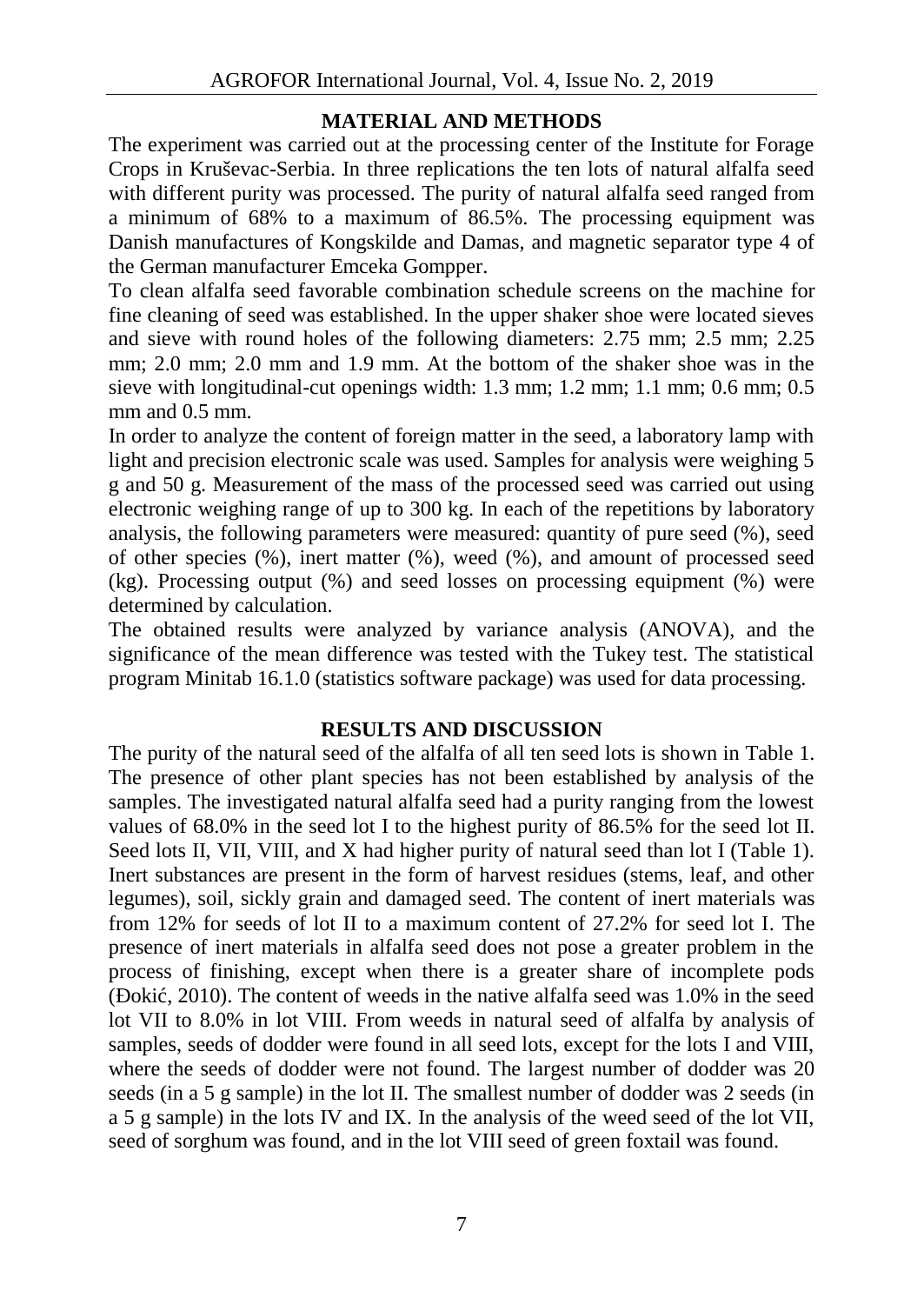## MATERIAL AND METHODS

The experiment was carried out at the processing center of the Institute for Forage Crops in Kruševac-Serbia. In three replications the ten lots of natural alfalfa seed with different purity was processed. The purity of natural alfalfa seed ranged from a minimum of 68% to a maximum of 86.5%. The processing equipment was Danish manufactures of Kongskilde and Damas, and magnetic separator type 4 of the German manufacturer Emceka Gompper.

To clean alfalfa seed favorable combination schedule screens on the machine for fine cleaning of seed was established. In the upper shaker shoe were located sieves and sieve with round holes of the following diameters: 2.75 mm; 2.5 mm; 2.25 mm; 2.0 mm; 2.0 mm and 1.9 mm. At the bottom of the shaker shoe was in the sieve with longitudinal-cut openings width: 1.3 mm; 1.2 mm; 1.1 mm; 0.6 mm; 0.5 mm and 0.5 mm.

In order to analyze the content of foreign matter in the seed, a laboratory lamp with light and precision electronic scale was used. Samples for analysis were weighing 5 g and 50 g. Measurement of the mass of the processed seed was carried out using electronic weighing range of up to 300 kg. In each of the repetitions by laboratory analysis, the following parameters were measured: quantity of pure seed (%), seed of other species (%), inert matter (%), weed (%), and amount of processed seed (kg). Processing output (%) and seed losses on processing equipment (%) were determined by calculation.

The obtained results were analyzed by variance analysis (ANOVA), and the significance of the mean difference was tested with the Tukey test. The statistical program Minitab 16.1.0 (statistics software package) was used for data processing.

## RESULTS AND DISCUSSION

The purity of the natural seed of the alfalfa of all ten seed lots is shown in Table 1. The presence of other plant species has not been established by analysis of the samples. The investigated natural alfalfa seed had a purity ranging from the lowest values of 68.0% in the seed lot I to the highest purity of 86.5% for the seed lot II. Seed lots II, VII, VIII, and X had higher purity of natural seed than lot I (Table 1). Inert substances are present in the form of harvest residues (stems, leaf, and other legumes), soil, sickly grain and damaged seed. The content of inert materials was from 12% for seeds of lot II to a maximum content of 27.2% for seed lot I. The presence of inert materials in alfalfa seed does not pose a greater problem in the process of finishing, except when there is a greater share of incomplete pods (Đokić, 2010). The content of weeds in the native alfalfa seed was 1.0% in the seed lot VII to 8.0% in lot VIII. From weeds in natural seed of alfalfa by analysis of samples, seeds of dodder were found in all seed lots, except for the lots I and VIII, where the seeds of dodder were not found. The largest number of dodder was 20 seeds (in a 5 g sample) in the lot II. The smallest number of dodder was 2 seeds (in a 5 g sample) in the lots IV and IX. In the analysis of the weed seed of the lot VII, seed of sorghum was found, and in the lot VIII seed of green foxtail was found.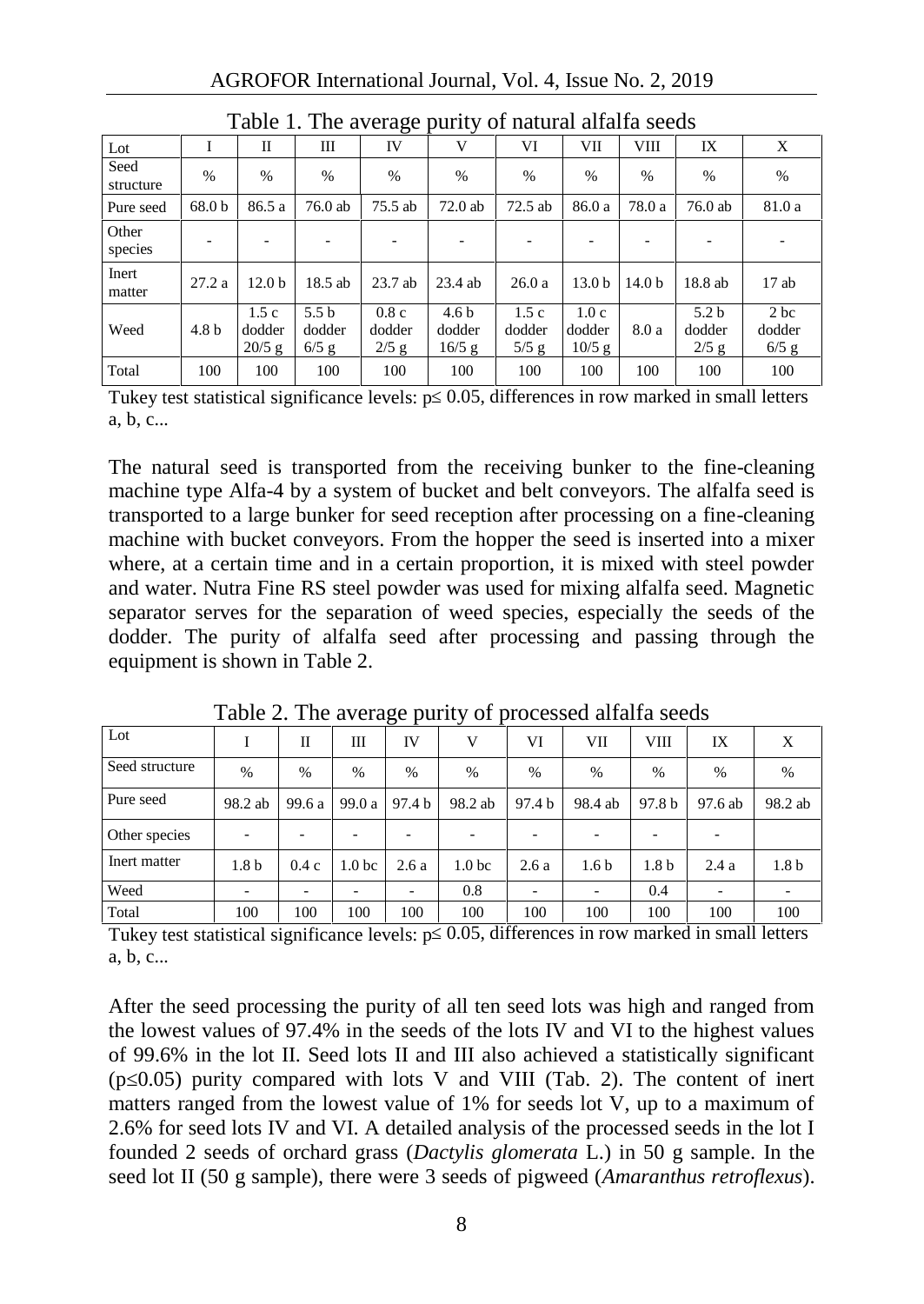Table 1. The average purity of natural alfalfa seeds

| Lot | I | II | III | IV | V | VI | VII | VIII | IX | X |
|---|---|---|---|---|---|---|---|---|---|---|
| Seed structure | % | % | % | % | % | % | % | % | % | % |
| Pure seed | 68.0 b | 86.5 a | 76.0 ab | 75.5 ab | 72.0 ab | 72.5 ab | 86.0 a | 78.0 a | 76.0 ab | 81.0 a |
| Other species | - | - | - | - | - | - | - | - | - | - |
| Inert matter | 27.2 a | 12.0 b | 18.5 ab | 23.7 ab | 23.4 ab | 26.0 a | 13.0 b | 14.0 b | 18.8 ab | 17 ab |
| Weed | 4.8 b | 1.5 c dodder 20/5 g | 5.5 b dodder 6/5 g | 0.8 c dodder 2/5 g | 4.6 b dodder 16/5 g | 1.5 c dodder 5/5 g | 1.0 c dodder 10/5 g | 8.0 a | 5.2 b dodder 2/5 g | 2 bc dodder 6/5 g |
| Total | 100 | 100 | 100 | 100 | 100 | 100 | 100 | 100 | 100 | 100 |

Tukey test statistical significance levels: $p \leq 0.05$, differences in row marked in small letters a, b, c...

The natural seed is transported from the receiving bunker to the fine-cleaning machine type Alfa-4 by a system of bucket and belt conveyors. The alfalfa seed is transported to a large bunker for seed reception after processing on a fine-cleaning machine with bucket conveyors. From the hopper the seed is inserted into a mixer where, at a certain time and in a certain proportion, it is mixed with steel powder and water. Nutra Fine RS steel powder was used for mixing alfalfa seed. Magnetic separator serves for the separation of weed species, especially the seeds of the dodder. The purity of alfalfa seed after processing and passing through the equipment is shown in Table 2.

Table 2. The average purity of processed alfalfa seeds

| Lot | I | II | III | IV | V | VI | VII | VIII | IX | X |
|---|---|---|---|---|---|---|---|---|---|---|
| Seed structure | % | % | % | % | % | % | % | % | % | % |
| Pure seed | 98.2 ab | 99.6 a | 99.0 a | 97.4 b | 98.2 ab | 97.4 b | 98.4 ab | 97.8 b | 97.6 ab | 98.2 ab |
| Other species | - | - | - | - | - | - | - | - | - | |
| Inert matter | 1.8 b | 0.4 c | 1.0 bc | 2.6 a | 1.0 bc | 2.6 a | 1.6 b | 1.8 b | 2.4 a | 1.8 b |
| Weed | - | - | - | - | 0.8 | - | - | 0.4 | - | - |
| Total | 100 | 100 | 100 | 100 | 100 | 100 | 100 | 100 | 100 | 100 |

Tukey test statistical significance levels: $p \leq 0.05$, differences in row marked in small letters a, b, c...

After the seed processing the purity of all ten seed lots was high and ranged from the lowest values of 97.4% in the seeds of the lots IV and VI to the highest values of 99.6% in the lot II. Seed lots II and III also achieved a statistically significant ($p \leq 0.05$) purity compared with lots V and VIII (Tab. 2). The content of inert matters ranged from the lowest value of 1% for seeds lot V, up to a maximum of 2.6% for seed lots IV and VI. A detailed analysis of the processed seeds in the lot I founded 2 seeds of orchard grass (*Dactylis glomerata* L.) in 50 g sample. In the seed lot II (50 g sample), there were 3 seeds of pigweed (*Amaranthus retroflexus*).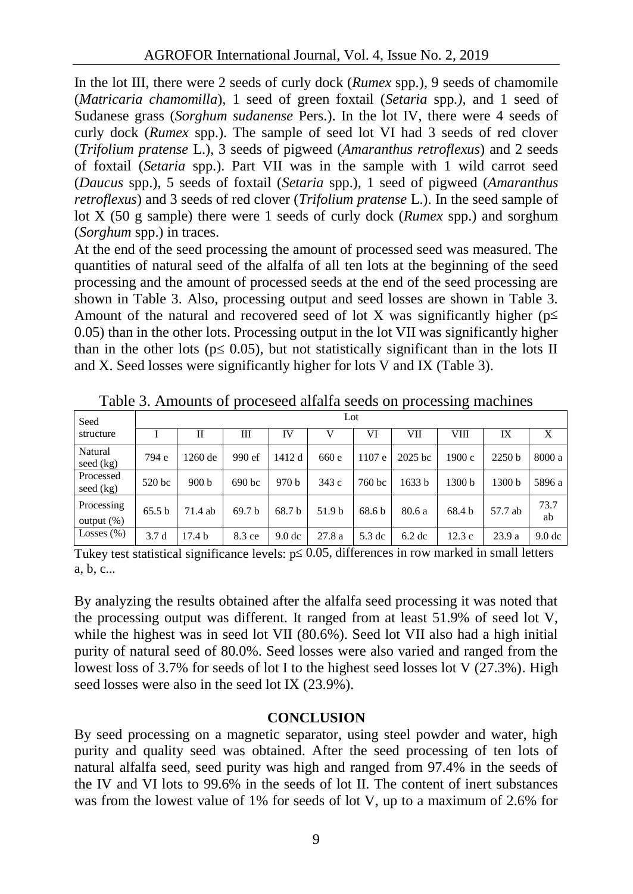In the lot III, there were 2 seeds of curly dock (*Rumex* spp.), 9 seeds of chamomile (*Matricaria chamomilla*), 1 seed of green foxtail (*Setaria* spp*.),* and 1 seed of Sudanese grass (*Sorghum sudanense* Pers.). In the lot IV, there were 4 seeds of curly dock (*Rumex* spp.). The sample of seed lot VI had 3 seeds of red clover (*Trifolium pratense* L.), 3 seeds of pigweed (*Amaranthus retroflexus*) and 2 seeds of foxtail (*Setaria* spp.). Part VII was in the sample with 1 wild carrot seed (*Daucus* spp.), 5 seeds of foxtail (*Setaria* spp.), 1 seed of pigweed (*Amaranthus retroflexus*) and 3 seeds of red clover (*Trifolium pratense* L.). In the seed sample of lot X (50 g sample) there were 1 seeds of curly dock (*Rumex* spp.) and sorghum (*Sorghum* spp.) in traces.

At the end of the seed processing the amount of processed seed was measured. The quantities of natural seed of the alfalfa of all ten lots at the beginning of the seed processing and the amount of processed seeds at the end of the seed processing are shown in Table 3. Also, processing output and seed losses are shown in Table 3. Amount of the natural and recovered seed of lot X was significantly higher ($p \leq 0.05$) than in the other lots. Processing output in the lot VII was significantly higher than in the other lots ($p \leq 0.05$), but not statistically significant than in the lots II and X. Seed losses were significantly higher for lots V and IX (Table 3).

Table 3. Amounts of proceseed alfalfa seeds on processing machines

| Seed structure | Lot | | | | | | | | | |
|---|---|---|---|---|---|---|---|---|---|---|
| | I | II | III | IV | V | VI | VII | VIII | IX | X |
| Natural seed (kg) | 794 e | 1260 de | 990 ef | 1412 d | 660 e | 1107 e | 2025 bc | 1900 c | 2250 b | 8000 a |
| Processed seed (kg) | 520 bc | 900 b | 690 bc | 970 b | 343 c | 760 bc | 1633 b | 1300 b | 1300 b | 5896 a |
| Processing output (%) | 65.5 b | 71.4 ab | 69.7 b | 68.7 b | 51.9 b | 68.6 b | 80.6 a | 68.4 b | 57.7 ab | 73.7 ab |
| Losses (%) | 3.7 d | 17.4 b | 8.3 ce | 9.0 dc | 27.8 a | 5.3 dc | 6.2 dc | 12.3 c | 23.9 a | 9.0 dc |

Tukey test statistical significance levels: $p \leq 0.05$, differences in row marked in small letters a, b, c...

By analyzing the results obtained after the alfalfa seed processing it was noted that the processing output was different. It ranged from at least 51.9% of seed lot V, while the highest was in seed lot VII (80.6%). Seed lot VII also had a high initial purity of natural seed of 80.0%. Seed losses were also varied and ranged from the lowest loss of 3.7% for seeds of lot I to the highest seed losses lot V (27.3%). High seed losses were also in the seed lot IX (23.9%).

## CONCLUSION

By seed processing on a magnetic separator, using steel powder and water, high purity and quality seed was obtained. After the seed processing of ten lots of natural alfalfa seed, seed purity was high and ranged from 97.4% in the seeds of the IV and VI lots to 99.6% in the seeds of lot II. The content of inert substances was from the lowest value of 1% for seeds of lot V, up to a maximum of 2.6% for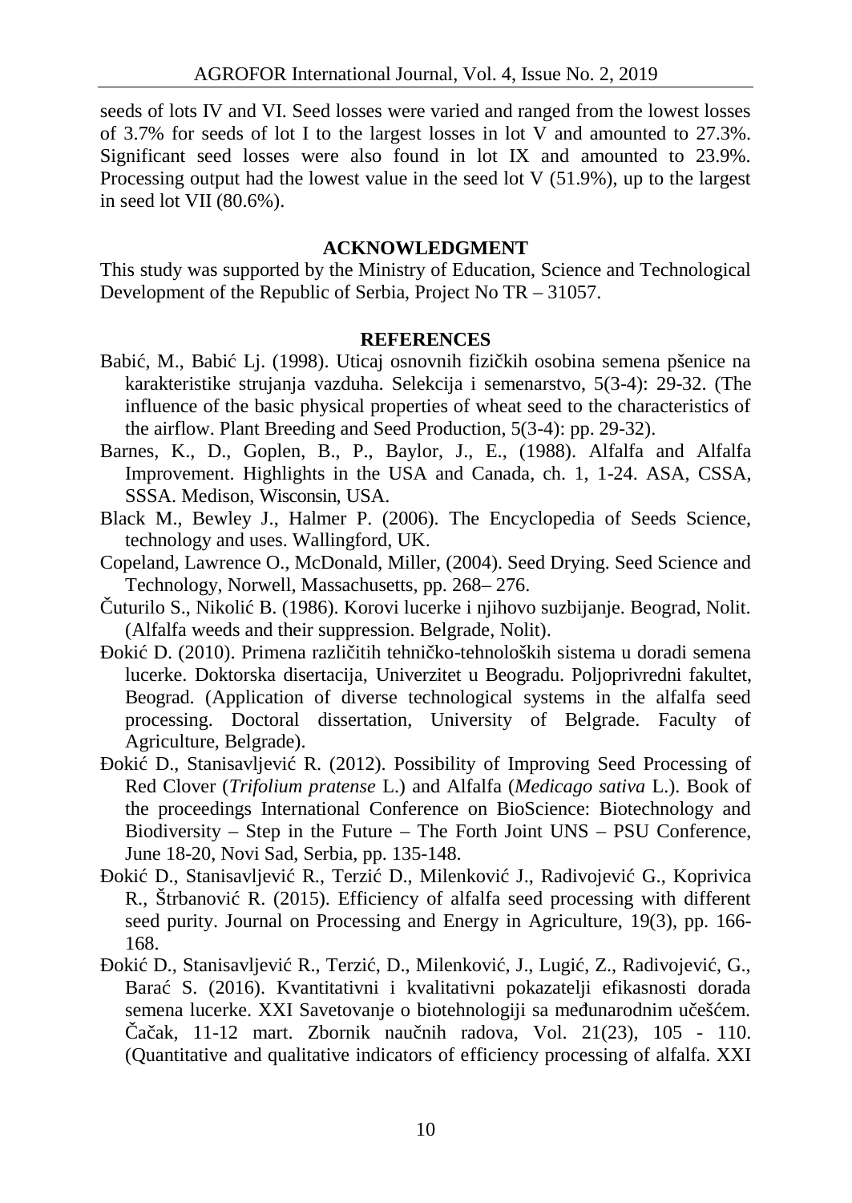seeds of lots IV and VI. Seed losses were varied and ranged from the lowest losses of 3.7% for seeds of lot I to the largest losses in lot V and amounted to 27.3%. Significant seed losses were also found in lot IX and amounted to 23.9%. Processing output had the lowest value in the seed lot V (51.9%), up to the largest in seed lot VII (80.6%).

## ACKNOWLEDGMENT

This study was supported by the Ministry of Education, Science and Technological Development of the Republic of Serbia, Project No TR – 31057.

## REFERENCES

Babić, M., Babić Lj. (1998). Uticaj osnovnih fizičkih osobina semena pšenice na karakteristike strujanja vazduha. Selekcija i semenarstvo, 5(3-4): 29-32. (The influence of the basic physical properties of wheat seed to the characteristics of the airflow. Plant Breeding and Seed Production, 5(3-4): pp. 29-32).

Barnes, K., D., Goplen, B., P., Baylor, J., E., (1988). Alfalfa and Alfalfa Improvement. Highlights in the USA and Canada, ch. 1, 1-24. ASA, CSSA, SSSA. Medison, Wisconsin, USA.

Black M., Bewley J., Halmer P. (2006). The Encyclopedia of Seeds Science, technology and uses. Wallingford, UK.

Copeland, Lawrence O., McDonald, Miller, (2004). Seed Drying. Seed Science and Technology, Norwell, Massachusetts, pp. 268– 276.

Čuturilo S., Nikolić B. (1986). Korovi lucerke i njihovo suzbijanje. Beograd, Nolit. (Alfalfa weeds and their suppression. Belgrade, Nolit).

Đokić D. (2010). Primena različitih tehničko-tehnoloških sistema u doradi semena lucerke. Doktorska disertacija, Univerzitet u Beogradu. Poljoprivredni fakultet, Beograd. (Application of diverse technological systems in the alfalfa seed processing. Doctoral dissertation, University of Belgrade. Faculty of Agriculture, Belgrade).

Đokić D., Stanisavljević R. (2012). Possibility of Improving Seed Processing of Red Clover (*Trifolium pratense* L.) and Alfalfa (*Medicago sativa* L.). Book of the proceedings International Conference on BioScience: Biotechnology and Biodiversity – Step in the Future – The Forth Joint UNS – PSU Conference, June 18-20, Novi Sad, Serbia, pp. 135-148.

Đokić D., Stanisavljević R., Terzić D., Milenković J., Radivojević G., Koprivica R., Štrbanović R. (2015). Efficiency of alfalfa seed processing with different seed purity. Journal on Processing and Energy in Agriculture, 19(3), pp. 166-168.

Đokić D., Stanisavljević R., Terzić, D., Milenković, J., Lugić, Z., Radivojević, G., Barać S. (2016). Kvantitativni i kvalitativni pokazatelji efikasnosti dorada semena lucerke. XXI Savetovanje o biotehnologiji sa međunarodnim učešćem. Čačak, 11-12 mart. Zbornik naučnih radova, Vol. 21(23), 105 - 110. (Quantitative and qualitative indicators of efficiency processing of alfalfa. XXI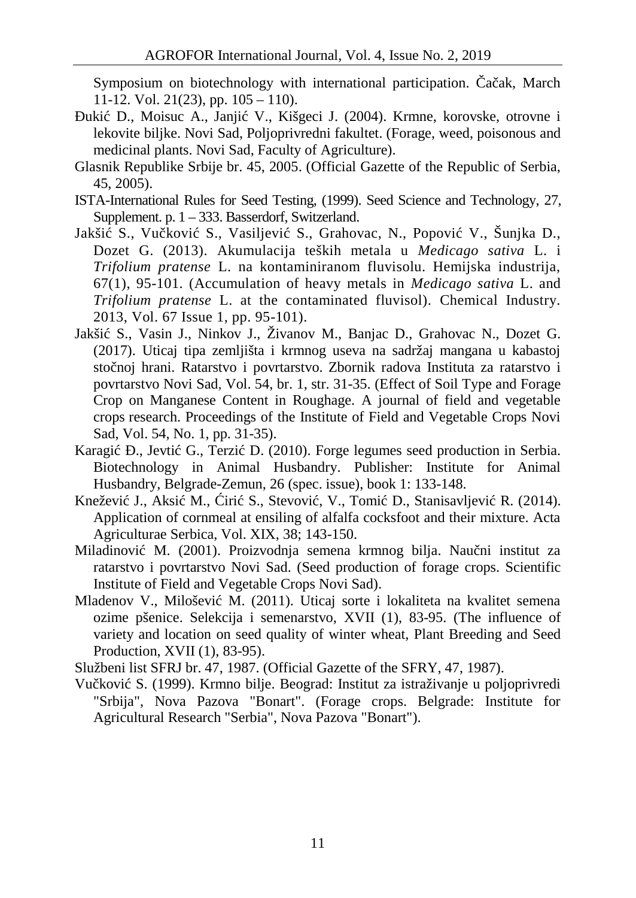Symposium on biotechnology with international participation. Čačak, March 11-12. Vol. 21(23), pp. 105 – 110).

Đukić D., Moisuc A., Janjić V., Kišgeci J. (2004). Krmne, korovske, otrovne i lekovite biljke. Novi Sad, Poljoprivredni fakultet. (Forage, weed, poisonous and medicinal plants. Novi Sad, Faculty of Agriculture).

Glasnik Republike Srbije br. 45, 2005. (Official Gazette of the Republic of Serbia, 45, 2005).

ISTA-International Rules for Seed Testing, (1999). Seed Science and Technology, 27, Supplement. p. 1 – 333. Basserdorf, Switzerland.

Jakšić S., Vučković S., Vasiljević S., Grahovac, N., Popović V., Šunjka D., Dozet G. (2013). Akumulacija teških metala u *Medicago sativa* L. i *Trifolium pratense* L. na kontaminiranom fluvisolu. Hemijska industrija, 67(1), 95-101. (Accumulation of heavy metals in *Medicago sativa* L. and *Trifolium pratense* L. at the contaminated fluvisol). Chemical Industry. 2013, Vol. 67 Issue 1, pp. 95-101).

Jakšić S., Vasin J., Ninkov J., Živanov M., Banjac D., Grahovac N., Dozet G. (2017). Uticaj tipa zemljišta i krmnog useva na sadržaj mangana u kabastoj stočnoj hrani. Ratarstvo i povrtarstvo. Zbornik radova Instituta za ratarstvo i povrtarstvo Novi Sad, Vol. 54, br. 1, str. 31-35. (Effect of Soil Type and Forage Crop on Manganese Content in Roughage. A journal of field and vegetable crops research. Proceedings of the Institute of Field and Vegetable Crops Novi Sad, Vol. 54, No. 1, pp. 31-35).

Karagić Đ., Jevtić G., Terzić D. (2010). Forge legumes seed production in Serbia. Biotechnology in Animal Husbandry. Publisher: Institute for Animal Husbandry, Belgrade-Zemun, 26 (spec. issue), book 1: 133-148.

Knežević J., Aksić M., Ćirić S., Stevović, V., Tomić D., Stanisavljević R. (2014). Application of cornmeal at ensiling of alfalfa cocksfoot and their mixture. Acta Agriculturae Serbica, Vol. XIX, 38; 143-150.

Miladinović M. (2001). Proizvodnja semena krmnog bilja. Naučni institut za ratarstvo i povrtarstvo Novi Sad. (Seed production of forage crops. Scientific Institute of Field and Vegetable Crops Novi Sad).

Mladenov V., Milošević M. (2011). Uticaj sorte i lokaliteta na kvalitet semena ozime pšenice. Selekcija i semenarstvo, XVII (1), 83-95. (The influence of variety and location on seed quality of winter wheat, Plant Breeding and Seed Production, XVII (1), 83-95).

Službeni list SFRJ br. 47, 1987. (Official Gazette of the SFRY, 47, 1987).

Vučković S. (1999). Krmno bilje. Beograd: Institut za istraživanje u poljoprivredi "Srbija", Nova Pazova "Bonart". (Forage crops. Belgrade: Institute for Agricultural Research "Serbia", Nova Pazova "Bonart").